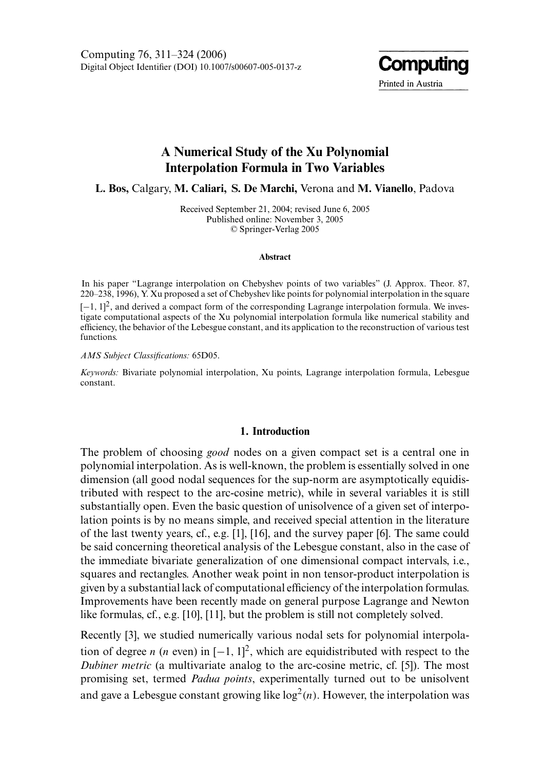# A Numerical Study of the Xu Polynomial Interpolation Formula in Two Variables

**L. Bos,** Calgary, **M. Caliari, S. De Marchi,** Verona and **M. Vianello**, Padova

Received September 21, 2004; revised June 6, 2005
Published online: November 3, 2005
© Springer-Verlag 2005

#### Abstract

In his paper "Lagrange interpolation on Chebyshev points of two variables" (J. Approx. Theor. 87, 220–238, 1996), Y. Xu proposed a set of Chebyshev like points for polynomial interpolation in the square $[-1, 1]^2$, and derived a compact form of the corresponding Lagrange interpolation formula. We investigate computational aspects of the Xu polynomial interpolation formula like numerical stability and efficiency, the behavior of the Lebesgue constant, and its application to the reconstruction of various test functions.

*AMS Subject Classifications:* 65D05.

*Keywords:* Bivariate polynomial interpolation, Xu points, Lagrange interpolation formula, Lebesgue constant.

## 1. Introduction

The problem of choosing *good* nodes on a given compact set is a central one in polynomial interpolation. As is well-known, the problem is essentially solved in one dimension (all good nodal sequences for the sup-norm are asymptotically equidistributed with respect to the arc-cosine metric), while in several variables it is still substantially open. Even the basic question of unisolvence of a given set of interpolation points is by no means simple, and received special attention in the literature of the last twenty years, cf., e.g. [1], [16], and the survey paper [6]. The same could be said concerning theoretical analysis of the Lebesgue constant, also in the case of the immediate bivariate generalization of one dimensional compact intervals, i.e., squares and rectangles. Another weak point in non tensor-product interpolation is given by a substantial lack of computational efficiency of the interpolation formulas. Improvements have been recently made on general purpose Lagrange and Newton like formulas, cf., e.g. [10], [11], but the problem is still not completely solved.

Recently [3], we studied numerically various nodal sets for polynomial interpolation of degree $n$ ($n$ even) in $[-1, 1]^2$, which are equidistributed with respect to the *Dubiner metric* (a multivariate analog to the arc-cosine metric, cf. [5]). The most promising set, termed *Padua points*, experimentally turned out to be unisolvent and gave a Lebesgue constant growing like $\log^2(n)$. However, the interpolation was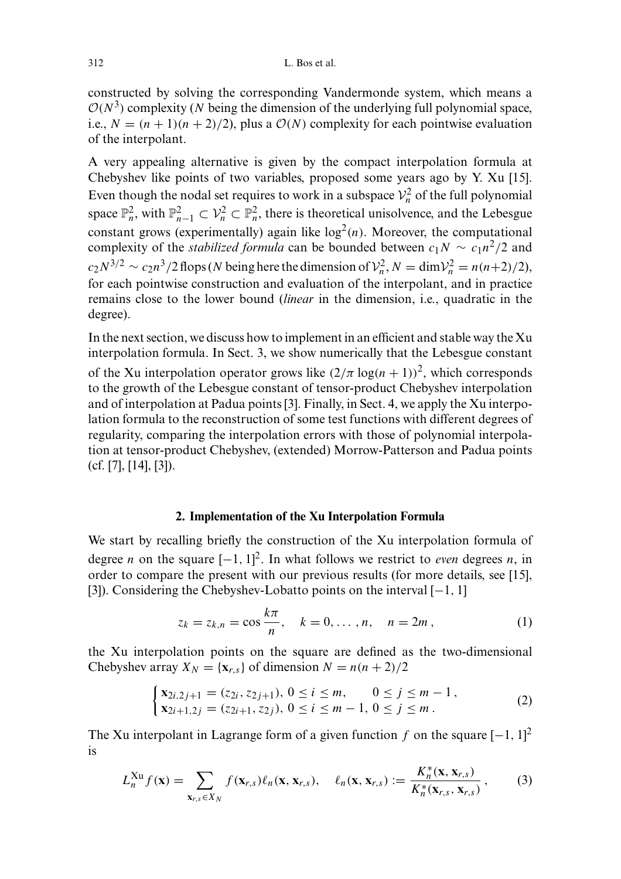constructed by solving the corresponding Vandermonde system, which means a $\mathcal{O}(N^3)$ complexity ($N$ being the dimension of the underlying full polynomial space, i.e., $N = (n+1)(n+2)/2$), plus a $\mathcal{O}(N)$ complexity for each pointwise evaluation of the interpolant.

A very appealing alternative is given by the compact interpolation formula at Chebyshev like points of two variables, proposed some years ago by Y. Xu [15]. Even though the nodal set requires to work in a subspace $\mathcal{V}_n^2$ of the full polynomial space $\mathbb{P}_n^2$, with $\mathbb{P}_{n-1}^2 \subset \mathcal{V}_n^2 \subset \mathbb{P}_n^2$, there is theoretical unisolvence, and the Lebesgue constant grows (experimentally) again like $\log^2(n)$. Moreover, the computational complexity of the *stabilized formula* can be bounded between $c_1 N \sim c_1 n^2/2$ and $c_2 N^{3/2} \sim c_2 n^3/2$ flops ($N$ being here the dimension of $\mathcal{V}_n^2$, $N = \dim \mathcal{V}_n^2 = n(n+2)/2$), for each pointwise construction and evaluation of the interpolant, and in practice remains close to the lower bound (*linear* in the dimension, i.e., quadratic in the degree).

In the next section, we discuss how to implement in an efficient and stable way the Xu interpolation formula. In Sect. 3, we show numerically that the Lebesgue constant of the Xu interpolation operator grows like $(2/\pi \log(n+1))^2$, which corresponds to the growth of the Lebesgue constant of tensor-product Chebyshev interpolation and of interpolation at Padua points [3]. Finally, in Sect. 4, we apply the Xu interpolation formula to the reconstruction of some test functions with different degrees of regularity, comparing the interpolation errors with those of polynomial interpolation at tensor-product Chebyshev, (extended) Morrow-Patterson and Padua points (cf. [7], [14], [3]).

## 2. Implementation of the Xu Interpolation Formula

We start by recalling briefly the construction of the Xu interpolation formula of degree $n$ on the square $[-1, 1]^2$. In what follows we restrict to *even* degrees $n$, in order to compare the present with our previous results (for more details, see [15], [3]). Considering the Chebyshev-Lobatto points on the interval $[-1, 1]$

$$z_k = z_{k,n} = \cos\frac{k\pi}{n}, \quad k = 0, \dots, n, \quad n = 2m\,, \tag{1}$$

the Xu interpolation points on the square are defined as the two-dimensional Chebyshev array $X_N = \{\mathbf{x}_{r,s}\}$ of dimension $N = n(n+2)/2$

$$\begin{cases} \mathbf{x}_{2i,2j+1} = (z_{2i}, z_{2j+1}),\ 0 \le i \le m, & 0 \le j \le m-1\,, \\ \mathbf{x}_{2i+1,2j} = (z_{2i+1}, z_{2j}),\ 0 \le i \le m-1,\ 0 \le j \le m\,. \end{cases} \tag{2}$$

The Xu interpolant in Lagrange form of a given function $f$ on the square $[-1, 1]^2$ is

$$L_n^{\mathrm{Xu}} f(\mathbf{x}) = \sum_{\mathbf{x}_{r,s} \in X_N} f(\mathbf{x}_{r,s}) \ell_n(\mathbf{x}, \mathbf{x}_{r,s}), \quad \ell_n(\mathbf{x}, \mathbf{x}_{r,s}) := \frac{K_n^*(\mathbf{x}, \mathbf{x}_{r,s})}{K_n^*(\mathbf{x}_{r,s}, \mathbf{x}_{r,s})}\,, \tag{3}$$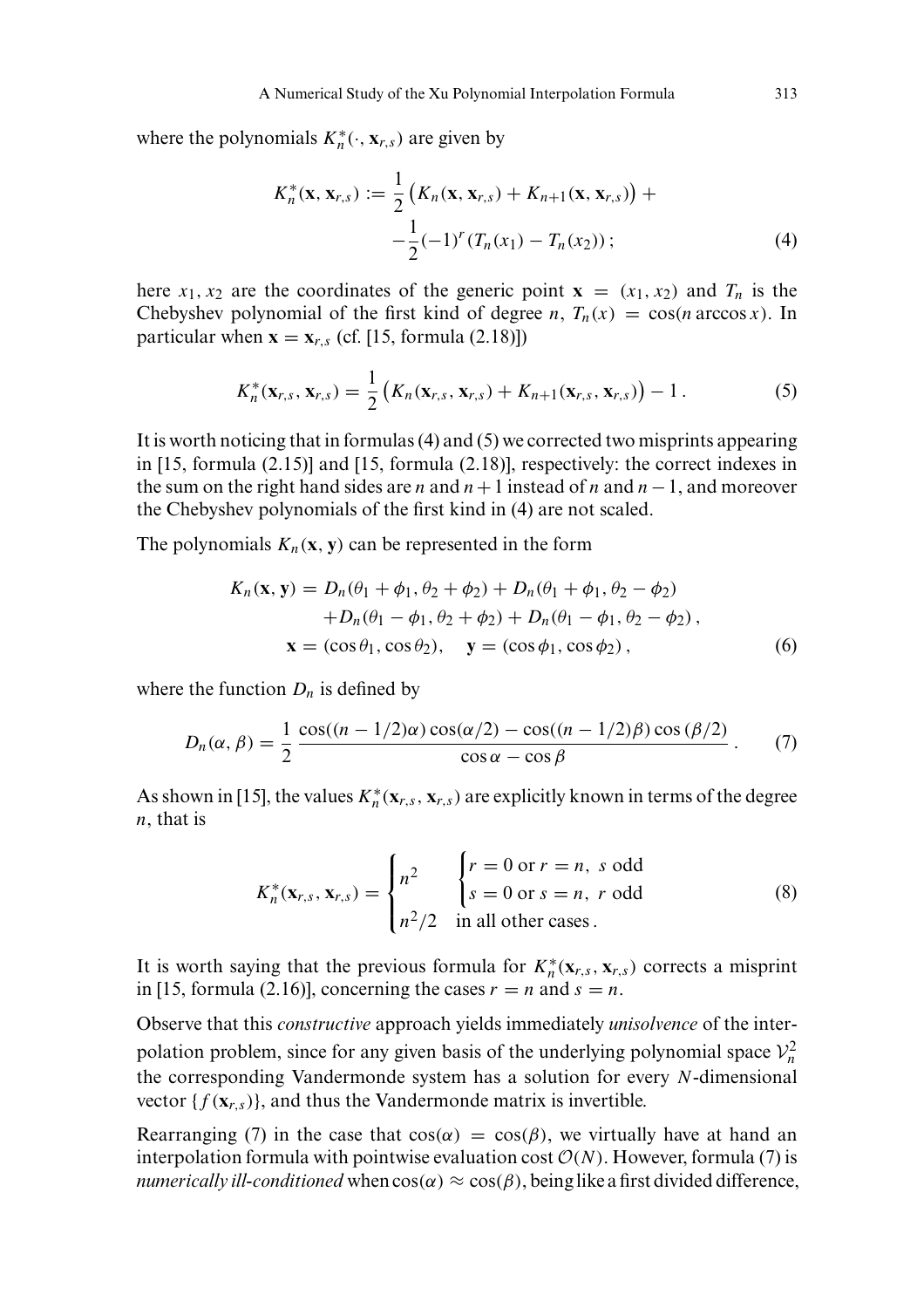where the polynomials $K_n^*(\cdot, \mathbf{x}_{r,s})$ are given by

$$K_n^*(\mathbf{x}, \mathbf{x}_{r,s}) := \frac{1}{2}\left(K_n(\mathbf{x}, \mathbf{x}_{r,s}) + K_{n+1}(\mathbf{x}, \mathbf{x}_{r,s})\right) + \\ -\frac{1}{2}(-1)^r(T_n(x_1) - T_n(x_2)); \tag{4}$$

here $x_1, x_2$ are the coordinates of the generic point $\mathbf{x} = (x_1, x_2)$ and $T_n$ is the Chebyshev polynomial of the first kind of degree $n$, $T_n(x) = \cos(n \arccos x)$. In particular when $\mathbf{x} = \mathbf{x}_{r,s}$ (cf. [15, formula (2.18)])

$$K_n^*(\mathbf{x}_{r,s}, \mathbf{x}_{r,s}) = \frac{1}{2}\left(K_n(\mathbf{x}_{r,s}, \mathbf{x}_{r,s}) + K_{n+1}(\mathbf{x}_{r,s}, \mathbf{x}_{r,s})\right) - 1. \tag{5}$$

It is worth noticing that in formulas (4) and (5) we corrected two misprints appearing in [15, formula (2.15)] and [15, formula (2.18)], respectively: the correct indexes in the sum on the right hand sides are $n$ and $n+1$ instead of $n$ and $n-1$, and moreover the Chebyshev polynomials of the first kind in (4) are not scaled.

The polynomials $K_n(\mathbf{x}, \mathbf{y})$ can be represented in the form

$$K_n(\mathbf{x}, \mathbf{y}) = D_n(\theta_1 + \phi_1, \theta_2 + \phi_2) + D_n(\theta_1 + \phi_1, \theta_2 - \phi_2) \\ + D_n(\theta_1 - \phi_1, \theta_2 + \phi_2) + D_n(\theta_1 - \phi_1, \theta_2 - \phi_2), \\ \mathbf{x} = (\cos\theta_1, \cos\theta_2), \quad \mathbf{y} = (\cos\phi_1, \cos\phi_2), \tag{6}$$

where the function $D_n$ is defined by

$$D_n(\alpha, \beta) = \frac{1}{2}\,\frac{\cos((n-1/2)\alpha)\cos(\alpha/2) - \cos((n-1/2)\beta)\cos(\beta/2)}{\cos\alpha - \cos\beta}. \tag{7}$$

As shown in [15], the values $K_n^*(\mathbf{x}_{r,s}, \mathbf{x}_{r,s})$ are explicitly known in terms of the degree $n$, that is

$$K_n^*(\mathbf{x}_{r,s}, \mathbf{x}_{r,s}) = \begin{cases} n^2 & \begin{cases} r = 0 \text{ or } r = n, \ s \text{ odd} \\ s = 0 \text{ or } s = n, \ r \text{ odd} \end{cases} \\ n^2/2 & \text{in all other cases}. \end{cases} \tag{8}$$

It is worth saying that the previous formula for $K_n^*(\mathbf{x}_{r,s}, \mathbf{x}_{r,s})$ corrects a misprint in [15, formula (2.16)], concerning the cases $r = n$ and $s = n$.

Observe that this *constructive* approach yields immediately *unisolvence* of the interpolation problem, since for any given basis of the underlying polynomial space $\mathcal{V}_n^2$ the corresponding Vandermonde system has a solution for every $N$-dimensional vector $\{f(\mathbf{x}_{r,s})\}$, and thus the Vandermonde matrix is invertible.

Rearranging (7) in the case that $\cos(\alpha) = \cos(\beta)$, we virtually have at hand an interpolation formula with pointwise evaluation cost $\mathcal{O}(N)$. However, formula (7) is *numerically ill-conditioned* when $\cos(\alpha) \approx \cos(\beta)$, being like a first divided difference,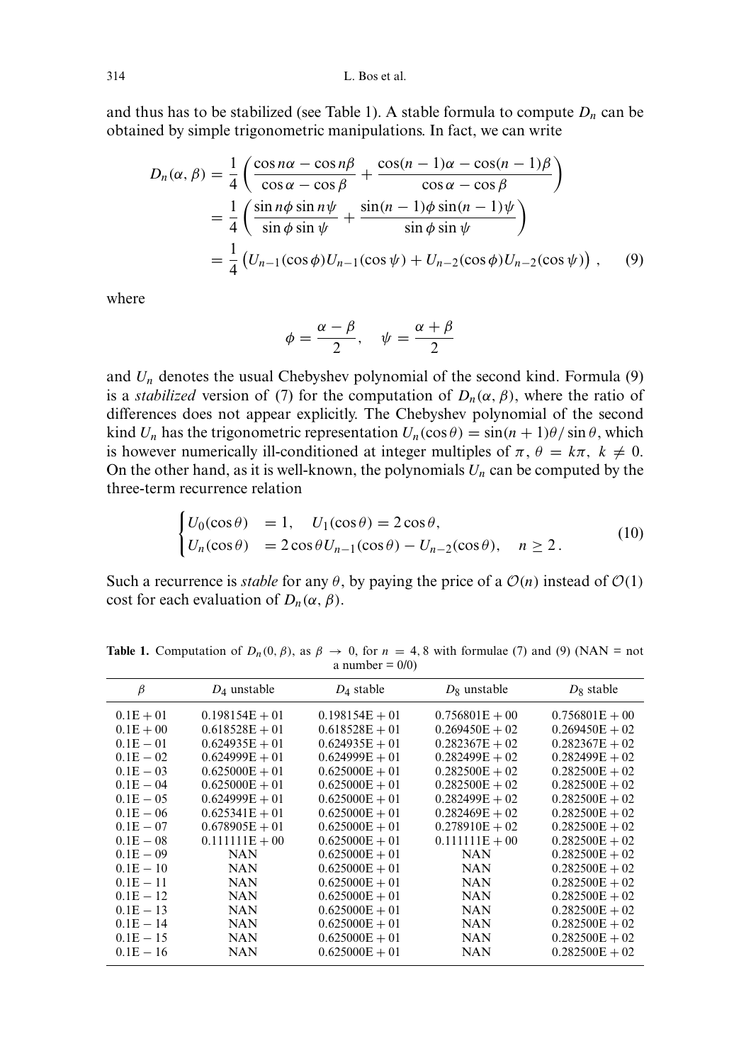and thus has to be stabilized (see Table 1). A stable formula to compute $D_n$ can be obtained by simple trigonometric manipulations. In fact, we can write

$$
\begin{aligned}
D_n(\alpha, \beta) &= \frac{1}{4}\left(\frac{\cos n\alpha - \cos n\beta}{\cos\alpha - \cos\beta} + \frac{\cos(n-1)\alpha - \cos(n-1)\beta}{\cos\alpha - \cos\beta}\right) \\
&= \frac{1}{4}\left(\frac{\sin n\phi \sin n\psi}{\sin\phi \sin\psi} + \frac{\sin(n-1)\phi \sin(n-1)\psi}{\sin\phi\sin\psi}\right) \\
&= \frac{1}{4}\left(U_{n-1}(\cos\phi)U_{n-1}(\cos\psi) + U_{n-2}(\cos\phi)U_{n-2}(\cos\psi)\right), \qquad (9)
\end{aligned}
$$

where

$$
\phi = \frac{\alpha-\beta}{2}, \quad \psi = \frac{\alpha+\beta}{2}
$$

and $U_n$ denotes the usual Chebyshev polynomial of the second kind. Formula (9) is a *stabilized* version of (7) for the computation of $D_n(\alpha, \beta)$, where the ratio of differences does not appear explicitly. The Chebyshev polynomial of the second kind $U_n$ has the trigonometric representation $U_n(\cos\theta) = \sin(n+1)\theta/\sin\theta$, which is however numerically ill-conditioned at integer multiples of $\pi$, $\theta = k\pi$, $k \neq 0$. On the other hand, as it is well-known, the polynomials $U_n$ can be computed by the three-term recurrence relation

$$
\begin{cases}
U_0(\cos\theta) &= 1, \quad U_1(\cos\theta) = 2\cos\theta, \\
U_n(\cos\theta) &= 2\cos\theta U_{n-1}(\cos\theta) - U_{n-2}(\cos\theta), \quad n \geq 2.
\end{cases} \qquad (10)
$$

Such a recurrence is *stable* for any $\theta$, by paying the price of a $\mathcal{O}(n)$ instead of $\mathcal{O}(1)$ cost for each evaluation of $D_n(\alpha, \beta)$.

**Table 1.** Computation of $D_n(0, \beta)$, as $\beta \to 0$, for $n = 4, 8$ with formulae (7) and (9) (NAN = not a number = 0/0)

| $\beta$ | $D_4$ unstable | $D_4$ stable | $D_8$ unstable | $D_8$ stable |
|---|---|---|---|---|
| 0.1E + 01 | 0.198154E + 01 | 0.198154E + 01 | 0.756801E + 00 | 0.756801E + 00 |
| 0.1E + 00 | 0.618528E + 01 | 0.618528E + 01 | 0.269450E + 02 | 0.269450E + 02 |
| 0.1E − 01 | 0.624935E + 01 | 0.624935E + 01 | 0.282367E + 02 | 0.282367E + 02 |
| 0.1E − 02 | 0.624999E + 01 | 0.624999E + 01 | 0.282499E + 02 | 0.282499E + 02 |
| 0.1E − 03 | 0.625000E + 01 | 0.625000E + 01 | 0.282500E + 02 | 0.282500E + 02 |
| 0.1E − 04 | 0.625000E + 01 | 0.625000E + 01 | 0.282500E + 02 | 0.282500E + 02 |
| 0.1E − 05 | 0.624999E + 01 | 0.625000E + 01 | 0.282499E + 02 | 0.282500E + 02 |
| 0.1E − 06 | 0.625341E + 01 | 0.625000E + 01 | 0.282469E + 02 | 0.282500E + 02 |
| 0.1E − 07 | 0.678905E + 01 | 0.625000E + 01 | 0.278910E + 02 | 0.282500E + 02 |
| 0.1E − 08 | 0.111111E + 00 | 0.625000E + 01 | 0.111111E + 00 | 0.282500E + 02 |
| 0.1E − 09 | NAN | 0.625000E + 01 | NAN | 0.282500E + 02 |
| 0.1E − 10 | NAN | 0.625000E + 01 | NAN | 0.282500E + 02 |
| 0.1E − 11 | NAN | 0.625000E + 01 | NAN | 0.282500E + 02 |
| 0.1E − 12 | NAN | 0.625000E + 01 | NAN | 0.282500E + 02 |
| 0.1E − 13 | NAN | 0.625000E + 01 | NAN | 0.282500E + 02 |
| 0.1E − 14 | NAN | 0.625000E + 01 | NAN | 0.282500E + 02 |
| 0.1E − 15 | NAN | 0.625000E + 01 | NAN | 0.282500E + 02 |
| 0.1E − 16 | NAN | 0.625000E + 01 | NAN | 0.282500E + 02 |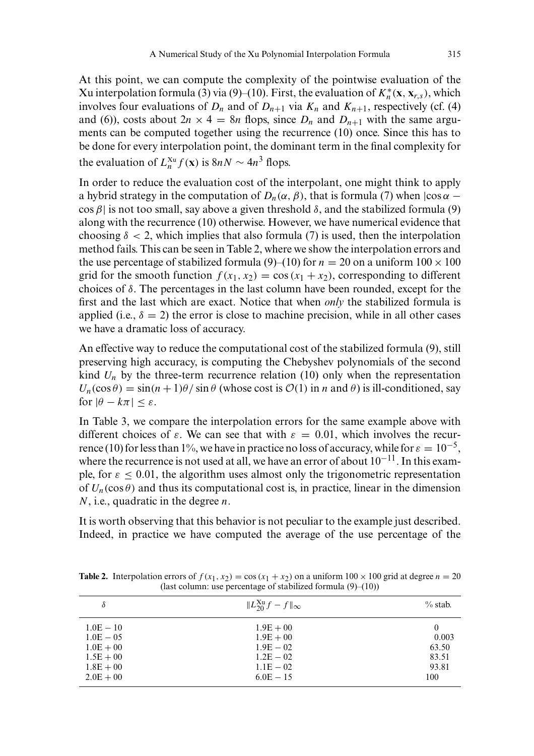At this point, we can compute the complexity of the pointwise evaluation of the Xu interpolation formula (3) via (9)–(10). First, the evaluation of $K_n^*(\mathbf{x}, \mathbf{x}_{r,s})$, which involves four evaluations of $D_n$ and of $D_{n+1}$ via $K_n$ and $K_{n+1}$, respectively (cf. (4) and (6)), costs about $2n \times 4 = 8n$ flops, since $D_n$ and $D_{n+1}$ with the same arguments can be computed together using the recurrence (10) once. Since this has to be done for every interpolation point, the dominant term in the final complexity for the evaluation of $L_n^{\mathrm{Xu}} f(\mathbf{x})$ is $8nN \sim 4n^3$ flops.

In order to reduce the evaluation cost of the interpolant, one might think to apply a hybrid strategy in the computation of $D_n(\alpha, \beta)$, that is formula (7) when $|\cos \alpha - \cos \beta|$ is not too small, say above a given threshold $\delta$, and the stabilized formula (9) along with the recurrence (10) otherwise. However, we have numerical evidence that choosing $\delta < 2$, which implies that also formula (7) is used, then the interpolation method fails. This can be seen in Table 2, where we show the interpolation errors and the use percentage of stabilized formula (9)–(10) for $n = 20$ on a uniform $100 \times 100$ grid for the smooth function $f(x_1, x_2) = \cos(x_1 + x_2)$, corresponding to different choices of $\delta$. The percentages in the last column have been rounded, except for the first and the last which are exact. Notice that when *only* the stabilized formula is applied (i.e., $\delta = 2$) the error is close to machine precision, while in all other cases we have a dramatic loss of accuracy.

An effective way to reduce the computational cost of the stabilized formula (9), still preserving high accuracy, is computing the Chebyshev polynomials of the second kind $U_n$ by the three-term recurrence relation (10) only when the representation $U_n(\cos\theta) = \sin(n+1)\theta/\sin\theta$ (whose cost is $\mathcal{O}(1)$ in $n$ and $\theta$) is ill-conditioned, say for $|\theta - k\pi| \le \varepsilon$.

In Table 3, we compare the interpolation errors for the same example above with different choices of $\varepsilon$. We can see that with $\varepsilon = 0.01$, which involves the recurrence (10) for less than 1%, we have in practice no loss of accuracy, while for $\varepsilon = 10^{-5}$, where the recurrence is not used at all, we have an error of about $10^{-11}$. In this example, for $\varepsilon \le 0.01$, the algorithm uses almost only the trigonometric representation of $U_n(\cos\theta)$ and thus its computational cost is, in practice, linear in the dimension $N$, i.e., quadratic in the degree $n$.

It is worth observing that this behavior is not peculiar to the example just described. Indeed, in practice we have computed the average of the use percentage of the

**Table 2.** Interpolation errors of $f(x_1, x_2) = \cos(x_1 + x_2)$ on a uniform $100 \times 100$ grid at degree $n = 20$ (last column: use percentage of stabilized formula (9)–(10))

| $\delta$ | $\lVert L_{20}^{\mathrm{Xu}} f - f \rVert_\infty$ | % stab. |
|---|---|---|
| 1.0E − 10 | 1.9E + 00 | 0 |
| 1.0E − 05 | 1.9E + 00 | 0.003 |
| 1.0E + 00 | 1.9E − 02 | 63.50 |
| 1.5E + 00 | 1.2E − 02 | 83.51 |
| 1.8E + 00 | 1.1E − 02 | 93.81 |
| 2.0E + 00 | 6.0E − 15 | 100 |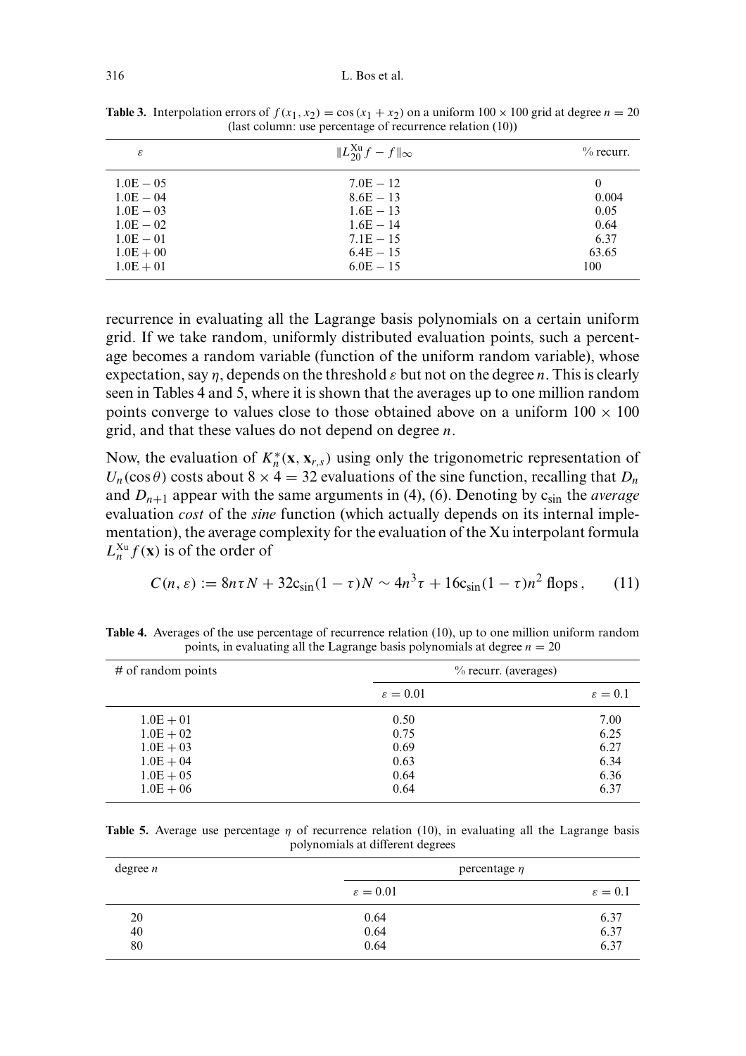**Table 3.** Interpolation errors of $f(x_1, x_2) = \cos(x_1 + x_2)$ on a uniform $100 \times 100$ grid at degree $n = 20$ (last column: use percentage of recurrence relation (10))

| $\varepsilon$ | $\|L_{20}^{\mathrm{Xu}} f - f\|_\infty$ | % recurr. |
|---|---|---|
| 1.0E − 05 | 7.0E − 12 | 0 |
| 1.0E − 04 | 8.6E − 13 | 0.004 |
| 1.0E − 03 | 1.6E − 13 | 0.05 |
| 1.0E − 02 | 1.6E − 14 | 0.64 |
| 1.0E − 01 | 7.1E − 15 | 6.37 |
| 1.0E + 00 | 6.4E − 15 | 63.65 |
| 1.0E + 01 | 6.0E − 15 | 100 |

recurrence in evaluating all the Lagrange basis polynomials on a certain uniform grid. If we take random, uniformly distributed evaluation points, such a percentage becomes a random variable (function of the uniform random variable), whose expectation, say $\eta$, depends on the threshold $\varepsilon$ but not on the degree $n$. This is clearly seen in Tables 4 and 5, where it is shown that the averages up to one million random points converge to values close to those obtained above on a uniform $100 \times 100$ grid, and that these values do not depend on degree $n$.

Now, the evaluation of $K_n^*(\mathbf{x}, \mathbf{x}_{r,s})$ using only the trigonometric representation of $U_n(\cos\theta)$ costs about $8 \times 4 = 32$ evaluations of the sine function, recalling that $D_n$ and $D_{n+1}$ appear with the same arguments in (4), (6). Denoting by $c_{\sin}$ the *average* evaluation *cost* of the *sine* function (which actually depends on its internal implementation), the average complexity for the evaluation of the Xu interpolant formula $L_n^{\mathrm{Xu}} f(\mathbf{x})$ is of the order of

$$C(n, \varepsilon) := 8n\tau N + 32c_{\sin}(1 - \tau)N \sim 4n^3\tau + 16c_{\sin}(1 - \tau)n^2 \text{ flops}, \qquad (11)$$

**Table 4.** Averages of the use percentage of recurrence relation (10), up to one million uniform random points, in evaluating all the Lagrange basis polynomials at degree $n = 20$

| # of random points | % recurr. (averages) | |
|---|---|---|
| | $\varepsilon = 0.01$ | $\varepsilon = 0.1$ |
| 1.0E + 01 | 0.50 | 7.00 |
| 1.0E + 02 | 0.75 | 6.25 |
| 1.0E + 03 | 0.69 | 6.27 |
| 1.0E + 04 | 0.63 | 6.34 |
| 1.0E + 05 | 0.64 | 6.36 |
| 1.0E + 06 | 0.64 | 6.37 |

**Table 5.** Average use percentage $\eta$ of recurrence relation (10), in evaluating all the Lagrange basis polynomials at different degrees

| degree $n$ | percentage $\eta$ | |
|---|---|---|
| | $\varepsilon = 0.01$ | $\varepsilon = 0.1$ |
| 20 | 0.64 | 6.37 |
| 40 | 0.64 | 6.37 |
| 80 | 0.64 | 6.37 |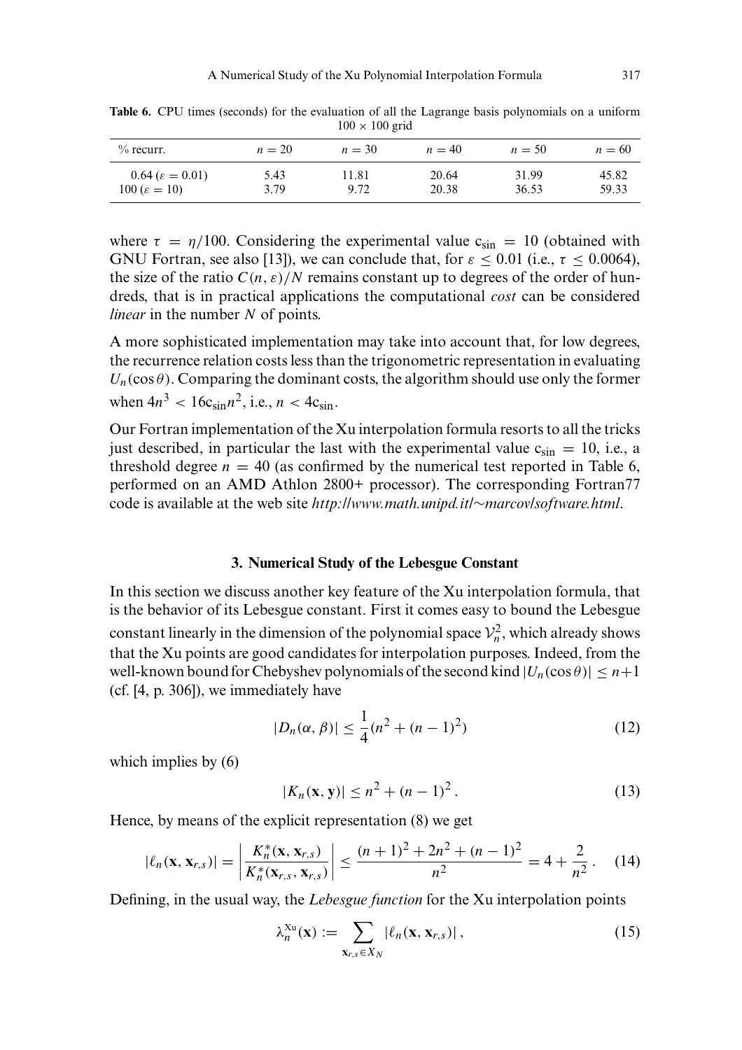**Table 6.** CPU times (seconds) for the evaluation of all the Lagrange basis polynomials on a uniform $100 \times 100$ grid

| % recurr. | $n = 20$ | $n = 30$ | $n = 40$ | $n = 50$ | $n = 60$ |
|---|---|---|---|---|---|
| $0.64$ ($\varepsilon = 0.01$) | 5.43 | 11.81 | 20.64 | 31.99 | 45.82 |
| $100$ ($\varepsilon = 10$) | 3.79 | 9.72 | 20.38 | 36.53 | 59.33 |

where $\tau = \eta/100$. Considering the experimental value $c_{\sin} = 10$ (obtained with GNU Fortran, see also [13]), we can conclude that, for $\varepsilon \leq 0.01$ (i.e., $\tau \leq 0.0064$), the size of the ratio $C(n, \varepsilon)/N$ remains constant up to degrees of the order of hundreds, that is in practical applications the computational *cost* can be considered *linear* in the number $N$ of points.

A more sophisticated implementation may take into account that, for low degrees, the recurrence relation costs less than the trigonometric representation in evaluating $U_n(\cos\theta)$. Comparing the dominant costs, the algorithm should use only the former when $4n^3 < 16c_{\sin}n^2$, i.e., $n < 4c_{\sin}$.

Our Fortran implementation of the Xu interpolation formula resorts to all the tricks just described, in particular the last with the experimental value $c_{\sin} = 10$, i.e., a threshold degree $n = 40$ (as confirmed by the numerical test reported in Table 6, performed on an AMD Athlon 2800+ processor). The corresponding Fortran77 code is available at the web site *http://www.math.unipd.it/~marcov/software.html*.

### 3. Numerical Study of the Lebesgue Constant

In this section we discuss another key feature of the Xu interpolation formula, that is the behavior of its Lebesgue constant. First it comes easy to bound the Lebesgue constant linearly in the dimension of the polynomial space $\mathcal{V}_n^2$, which already shows that the Xu points are good candidates for interpolation purposes. Indeed, from the well-known bound for Chebyshev polynomials of the second kind $|U_n(\cos\theta)| \leq n+1$ (cf. [4, p. 306]), we immediately have

$$|D_n(\alpha, \beta)| \leq \frac{1}{4}(n^2 + (n-1)^2) \tag{12}$$

which implies by (6)

$$|K_n(\mathbf{x}, \mathbf{y})| \leq n^2 + (n-1)^2 \,. \tag{13}$$

Hence, by means of the explicit representation (8) we get

$$|\ell_n(\mathbf{x}, \mathbf{x}_{r,s})| = \left| \frac{K_n^*(\mathbf{x}, \mathbf{x}_{r,s})}{K_n^*(\mathbf{x}_{r,s}, \mathbf{x}_{r,s})} \right| \leq \frac{(n+1)^2 + 2n^2 + (n-1)^2}{n^2} = 4 + \frac{2}{n^2} \,. \tag{14}$$

Defining, in the usual way, the *Lebesgue function* for the Xu interpolation points

$$\lambda_n^{\mathrm{Xu}}(\mathbf{x}) := \sum_{\mathbf{x}_{r,s} \in X_N} |\ell_n(\mathbf{x}, \mathbf{x}_{r,s})| \,, \tag{15}$$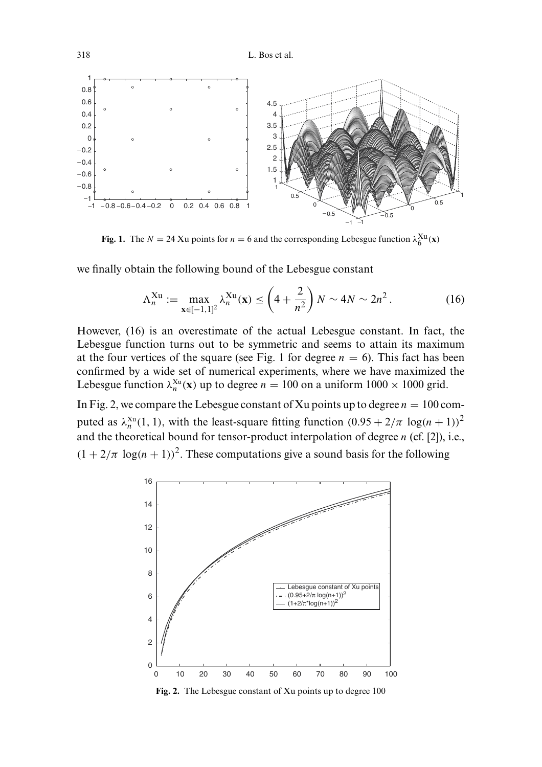**Fig. 1.** The $N = 24$ Xu points for $n = 6$ and the corresponding Lebesgue function $\lambda_6^{\text{Xu}}(\mathbf{x})$

we finally obtain the following bound of the Lebesgue constant

$$\Lambda_n^{\text{Xu}} := \max_{\mathbf{x}\in[-1,1]^2} \lambda_n^{\text{Xu}}(\mathbf{x}) \le \left(4 + \frac{2}{n^2}\right) N \sim 4N \sim 2n^2 . \tag{16}$$

However, (16) is an overestimate of the actual Lebesgue constant. In fact, the Lebesgue function turns out to be symmetric and seems to attain its maximum at the four vertices of the square (see Fig. 1 for degree $n = 6$). This fact has been confirmed by a wide set of numerical experiments, where we have maximized the Lebesgue function $\lambda_n^{\text{Xu}}(\mathbf{x})$ up to degree $n = 100$ on a uniform $1000 \times 1000$ grid.

In Fig. 2, we compare the Lebesgue constant of Xu points up to degree $n = 100$ computed as $\lambda_n^{\text{Xu}}(1, 1)$, with the least-square fitting function $(0.95 + 2/\pi \, \log(n + 1))^2$ and the theoretical bound for tensor-product interpolation of degree $n$ (cf. [2]), i.e., $(1 + 2/\pi \, \log(n + 1))^2$. These computations give a sound basis for the following

**Fig. 2.** The Lebesgue constant of Xu points up to degree 100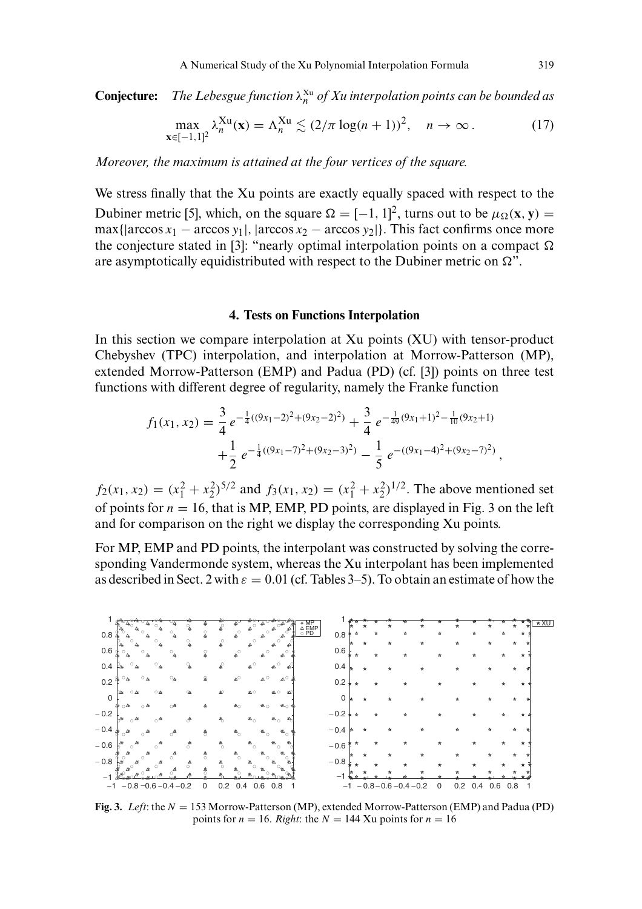**Conjecture:** *The Lebesgue function $\lambda_n^{\mathrm{Xu}}$ of Xu interpolation points can be bounded as*

$$\max_{\mathbf{x}\in[-1,1]^2} \lambda_n^{\mathrm{Xu}}(\mathbf{x}) = \Lambda_n^{\mathrm{Xu}} \lesssim (2/\pi \log(n+1))^2, \quad n \to \infty\,. \tag{17}$$

*Moreover, the maximum is attained at the four vertices of the square.*

We stress finally that the Xu points are exactly equally spaced with respect to the Dubiner metric [5], which, on the square $\Omega = [-1,1]^2$, turns out to be $\mu_\Omega(\mathbf{x},\mathbf{y}) = \max\{|\arccos x_1 - \arccos y_1|, |\arccos x_2 - \arccos y_2|\}$. This fact confirms once more the conjecture stated in [3]: "nearly optimal interpolation points on a compact $\Omega$ are asymptotically equidistributed with respect to the Dubiner metric on $\Omega$".

## 4. Tests on Functions Interpolation

In this section we compare interpolation at Xu points (XU) with tensor-product Chebyshev (TPC) interpolation, and interpolation at Morrow-Patterson (MP), extended Morrow-Patterson (EMP) and Padua (PD) (cf. [3]) points on three test functions with different degree of regularity, namely the Franke function

$$f_1(x_1,x_2) = \frac{3}{4}\, e^{-\frac{1}{4}((9x_1-2)^2+(9x_2-2)^2)} + \frac{3}{4}\, e^{-\frac{1}{49}(9x_1+1)^2-\frac{1}{10}(9x_2+1)} + \frac{1}{2}\, e^{-\frac{1}{4}((9x_1-7)^2+(9x_2-3)^2)} - \frac{1}{5}\, e^{-((9x_1-4)^2+(9x_2-7)^2)}\,,$$

$f_2(x_1,x_2) = (x_1^2+x_2^2)^{5/2}$ and $f_3(x_1,x_2) = (x_1^2+x_2^2)^{1/2}$. The above mentioned set of points for $n=16$, that is MP, EMP, PD points, are displayed in Fig. 3 on the left and for comparison on the right we display the corresponding Xu points.

For MP, EMP and PD points, the interpolant was constructed by solving the corresponding Vandermonde system, whereas the Xu interpolant has been implemented as described in Sect. 2 with $\varepsilon = 0.01$ (cf. Tables 3–5). To obtain an estimate of how the

**Fig. 3.** *Left*: the $N = 153$ Morrow-Patterson (MP), extended Morrow-Patterson (EMP) and Padua (PD) points for $n = 16$. *Right*: the $N = 144$ Xu points for $n = 16$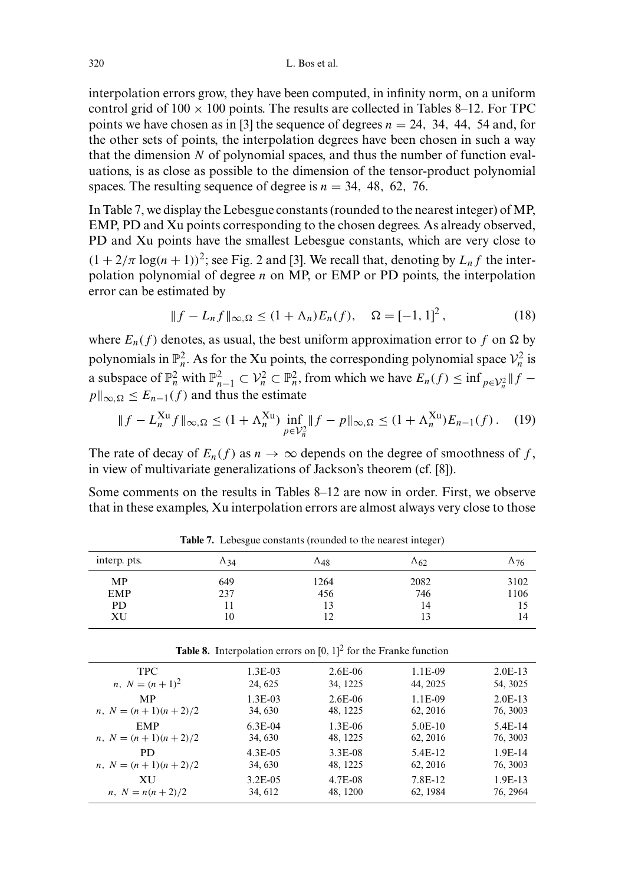interpolation errors grow, they have been computed, in infinity norm, on a uniform control grid of $100 \times 100$ points. The results are collected in Tables 8–12. For TPC points we have chosen as in [3] the sequence of degrees $n = 24,\ 34,\ 44,\ 54$ and, for the other sets of points, the interpolation degrees have been chosen in such a way that the dimension $N$ of polynomial spaces, and thus the number of function evaluations, is as close as possible to the dimension of the tensor-product polynomial spaces. The resulting sequence of degree is $n = 34,\ 48,\ 62,\ 76$.

In Table 7, we display the Lebesgue constants (rounded to the nearest integer) of MP, EMP, PD and Xu points corresponding to the chosen degrees. As already observed, PD and Xu points have the smallest Lebesgue constants, which are very close to $(1 + 2/\pi \log(n+1))^2$; see Fig. 2 and [3]. We recall that, denoting by $L_n f$ the interpolation polynomial of degree $n$ on MP, or EMP or PD points, the interpolation error can be estimated by

$$\|f - L_n f\|_{\infty,\Omega} \leq (1 + \Lambda_n) E_n(f), \quad \Omega = [-1, 1]^2, \tag{18}$$

where $E_n(f)$ denotes, as usual, the best uniform approximation error to $f$ on $\Omega$ by polynomials in $\mathbb{P}_n^2$. As for the Xu points, the corresponding polynomial space $\mathcal{V}_n^2$ is a subspace of $\mathbb{P}_n^2$ with $\mathbb{P}_{n-1}^2 \subset \mathcal{V}_n^2 \subset \mathbb{P}_n^2$, from which we have $E_n(f) \leq \inf_{p \in \mathcal{V}_n^2} \|f - p\|_{\infty,\Omega} \leq E_{n-1}(f)$ and thus the estimate

$$\|f - L_n^{\mathrm{Xu}} f\|_{\infty,\Omega} \leq (1 + \Lambda_n^{\mathrm{Xu}}) \inf_{p \in \mathcal{V}_n^2} \|f - p\|_{\infty,\Omega} \leq (1 + \Lambda_n^{\mathrm{Xu}}) E_{n-1}(f)\,. \tag{19}$$

The rate of decay of $E_n(f)$ as $n \to \infty$ depends on the degree of smoothness of $f$, in view of multivariate generalizations of Jackson's theorem (cf. [8]).

Some comments on the results in Tables 8–12 are now in order. First, we observe that in these examples, Xu interpolation errors are almost always very close to those

**Table 7.** Lebesgue constants (rounded to the nearest integer)

| interp. pts. | $\Lambda_{34}$ | $\Lambda_{48}$ | $\Lambda_{62}$ | $\Lambda_{76}$ |
|---|---|---|---|---|
| MP | 649 | 1264 | 2082 | 3102 |
| EMP | 237 | 456 | 746 | 1106 |
| PD | 11 | 13 | 14 | 15 |
| XU | 10 | 12 | 13 | 14 |

**Table 8.** Interpolation errors on $[0, 1]^2$ for the Franke function

| | | | | |
|---|---|---|---|---|
| TPC | 1.3E-03 | 2.6E-06 | 1.1E-09 | 2.0E-13 |
| $n,\ N = (n+1)^2$ | 24, 625 | 34, 1225 | 44, 2025 | 54, 3025 |
| MP | 1.3E-03 | 2.6E-06 | 1.1E-09 | 2.0E-13 |
| $n,\ N = (n+1)(n+2)/2$ | 34, 630 | 48, 1225 | 62, 2016 | 76, 3003 |
| EMP | 6.3E-04 | 1.3E-06 | 5.0E-10 | 5.4E-14 |
| $n,\ N = (n+1)(n+2)/2$ | 34, 630 | 48, 1225 | 62, 2016 | 76, 3003 |
| PD | 4.3E-05 | 3.3E-08 | 5.4E-12 | 1.9E-14 |
| $n,\ N = (n+1)(n+2)/2$ | 34, 630 | 48, 1225 | 62, 2016 | 76, 3003 |
| XU | 3.2E-05 | 4.7E-08 | 7.8E-12 | 1.9E-13 |
| $n,\ N = n(n+2)/2$ | 34, 612 | 48, 1200 | 62, 1984 | 76, 2964 |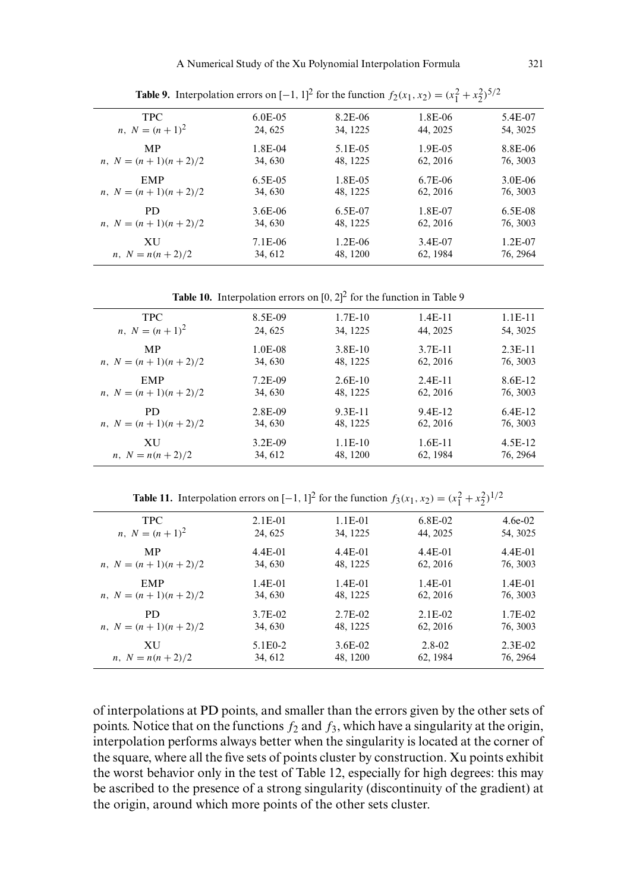**Table 9.** Interpolation errors on $[-1, 1]^2$ for the function $f_2(x_1, x_2) = (x_1^2 + x_2^2)^{5/2}$

| | | | | |
|---|---|---|---|---|
| TPC | 6.0E-05 | 8.2E-06 | 1.8E-06 | 5.4E-07 |
| $n,\ N = (n+1)^2$ | 24, 625 | 34, 1225 | 44, 2025 | 54, 3025 |
| MP | 1.8E-04 | 5.1E-05 | 1.9E-05 | 8.8E-06 |
| $n,\ N = (n+1)(n+2)/2$ | 34, 630 | 48, 1225 | 62, 2016 | 76, 3003 |
| EMP | 6.5E-05 | 1.8E-05 | 6.7E-06 | 3.0E-06 |
| $n,\ N = (n+1)(n+2)/2$ | 34, 630 | 48, 1225 | 62, 2016 | 76, 3003 |
| PD | 3.6E-06 | 6.5E-07 | 1.8E-07 | 6.5E-08 |
| $n,\ N = (n+1)(n+2)/2$ | 34, 630 | 48, 1225 | 62, 2016 | 76, 3003 |
| XU | 7.1E-06 | 1.2E-06 | 3.4E-07 | 1.2E-07 |
| $n,\ N = n(n+2)/2$ | 34, 612 | 48, 1200 | 62, 1984 | 76, 2964 |

**Table 10.** Interpolation errors on $[0, 2]^2$ for the function in Table 9

| | | | | |
|---|---|---|---|---|
| TPC | 8.5E-09 | 1.7E-10 | 1.4E-11 | 1.1E-11 |
| $n,\ N = (n+1)^2$ | 24, 625 | 34, 1225 | 44, 2025 | 54, 3025 |
| MP | 1.0E-08 | 3.8E-10 | 3.7E-11 | 2.3E-11 |
| $n,\ N = (n+1)(n+2)/2$ | 34, 630 | 48, 1225 | 62, 2016 | 76, 3003 |
| EMP | 7.2E-09 | 2.6E-10 | 2.4E-11 | 8.6E-12 |
| $n,\ N = (n+1)(n+2)/2$ | 34, 630 | 48, 1225 | 62, 2016 | 76, 3003 |
| PD | 2.8E-09 | 9.3E-11 | 9.4E-12 | 6.4E-12 |
| $n,\ N = (n+1)(n+2)/2$ | 34, 630 | 48, 1225 | 62, 2016 | 76, 3003 |
| XU | 3.2E-09 | 1.1E-10 | 1.6E-11 | 4.5E-12 |
| $n,\ N = n(n+2)/2$ | 34, 612 | 48, 1200 | 62, 1984 | 76, 2964 |

**Table 11.** Interpolation errors on $[-1, 1]^2$ for the function $f_3(x_1, x_2) = (x_1^2 + x_2^2)^{1/2}$

| | | | | |
|---|---|---|---|---|
| TPC | 2.1E-01 | 1.1E-01 | 6.8E-02 | 4.6e-02 |
| $n,\ N = (n+1)^2$ | 24, 625 | 34, 1225 | 44, 2025 | 54, 3025 |
| MP | 4.4E-01 | 4.4E-01 | 4.4E-01 | 4.4E-01 |
| $n,\ N = (n+1)(n+2)/2$ | 34, 630 | 48, 1225 | 62, 2016 | 76, 3003 |
| EMP | 1.4E-01 | 1.4E-01 | 1.4E-01 | 1.4E-01 |
| $n,\ N = (n+1)(n+2)/2$ | 34, 630 | 48, 1225 | 62, 2016 | 76, 3003 |
| PD | 3.7E-02 | 2.7E-02 | 2.1E-02 | 1.7E-02 |
| $n,\ N = (n+1)(n+2)/2$ | 34, 630 | 48, 1225 | 62, 2016 | 76, 3003 |
| XU | 5.1E0-2 | 3.6E-02 | 2.8-02 | 2.3E-02 |
| $n,\ N = n(n+2)/2$ | 34, 612 | 48, 1200 | 62, 1984 | 76, 2964 |

of interpolations at PD points, and smaller than the errors given by the other sets of points. Notice that on the functions $f_2$ and $f_3$, which have a singularity at the origin, interpolation performs always better when the singularity is located at the corner of the square, where all the five sets of points cluster by construction. Xu points exhibit the worst behavior only in the test of Table 12, especially for high degrees: this may be ascribed to the presence of a strong singularity (discontinuity of the gradient) at the origin, around which more points of the other sets cluster.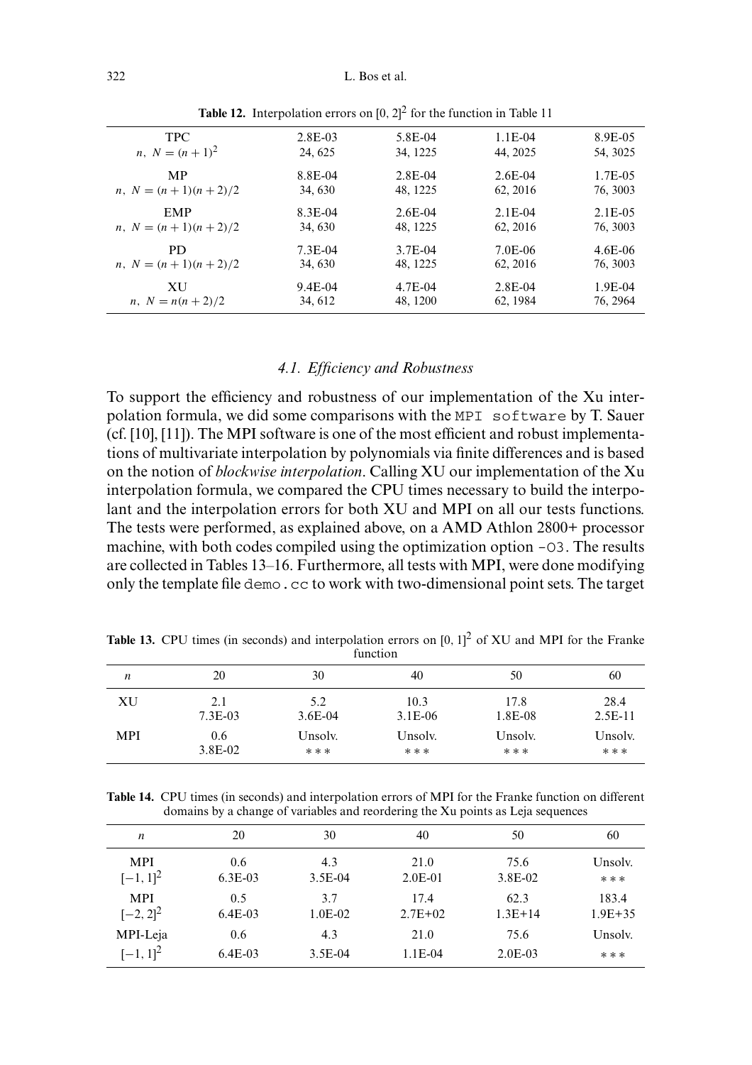**Table 12.** Interpolation errors on $[0, 2]^2$ for the function in Table 11

| | | | | |
|---|---|---|---|---|
| TPC | 2.8E-03 | 5.8E-04 | 1.1E-04 | 8.9E-05 |
| $n,\ N = (n+1)^2$ | 24, 625 | 34, 1225 | 44, 2025 | 54, 3025 |
| MP | 8.8E-04 | 2.8E-04 | 2.6E-04 | 1.7E-05 |
| $n,\ N = (n+1)(n+2)/2$ | 34, 630 | 48, 1225 | 62, 2016 | 76, 3003 |
| EMP | 8.3E-04 | 2.6E-04 | 2.1E-04 | 2.1E-05 |
| $n,\ N = (n+1)(n+2)/2$ | 34, 630 | 48, 1225 | 62, 2016 | 76, 3003 |
| PD | 7.3E-04 | 3.7E-04 | 7.0E-06 | 4.6E-06 |
| $n,\ N = (n+1)(n+2)/2$ | 34, 630 | 48, 1225 | 62, 2016 | 76, 3003 |
| XU | 9.4E-04 | 4.7E-04 | 2.8E-04 | 1.9E-04 |
| $n,\ N = n(n+2)/2$ | 34, 612 | 48, 1200 | 62, 1984 | 76, 2964 |

### *4.1. Efficiency and Robustness*

To support the efficiency and robustness of our implementation of the Xu interpolation formula, we did some comparisons with the `MPI software` by T. Sauer (cf. [10], [11]). The MPI software is one of the most efficient and robust implementations of multivariate interpolation by polynomials via finite differences and is based on the notion of *blockwise interpolation*. Calling XU our implementation of the Xu interpolation formula, we compared the CPU times necessary to build the interpolant and the interpolation errors for both XU and MPI on all our tests functions. The tests were performed, as explained above, on a AMD Athlon 2800+ processor machine, with both codes compiled using the optimization option `-O3`. The results are collected in Tables 13–16. Furthermore, all tests with MPI, were done modifying only the template file `demo.cc` to work with two-dimensional point sets. The target

**Table 13.** CPU times (in seconds) and interpolation errors on $[0, 1]^2$ of XU and MPI for the Franke function

| $n$ | 20 | 30 | 40 | 50 | 60 |
|---|---|---|---|---|---|
| XU | 2.1 | 5.2 | 10.3 | 17.8 | 28.4 |
| | 7.3E-03 | 3.6E-04 | 3.1E-06 | 1.8E-08 | 2.5E-11 |
| MPI | 0.6 | Unsolv. | Unsolv. | Unsolv. | Unsolv. |
| | 3.8E-02 | *** | *** | *** | *** |

**Table 14.** CPU times (in seconds) and interpolation errors of MPI for the Franke function on different domains by a change of variables and reordering the Xu points as Leja sequences

| $n$ | 20 | 30 | 40 | 50 | 60 |
|---|---|---|---|---|---|
| MPI | 0.6 | 4.3 | 21.0 | 75.6 | Unsolv. |
| $[-1, 1]^2$ | 6.3E-03 | 3.5E-04 | 2.0E-01 | 3.8E-02 | *** |
| MPI | 0.5 | 3.7 | 17.4 | 62.3 | 183.4 |
| $[-2, 2]^2$ | 6.4E-03 | 1.0E-02 | 2.7E+02 | 1.3E+14 | 1.9E+35 |
| MPI-Leja | 0.6 | 4.3 | 21.0 | 75.6 | Unsolv. |
| $[-1, 1]^2$ | 6.4E-03 | 3.5E-04 | 1.1E-04 | 2.0E-03 | *** |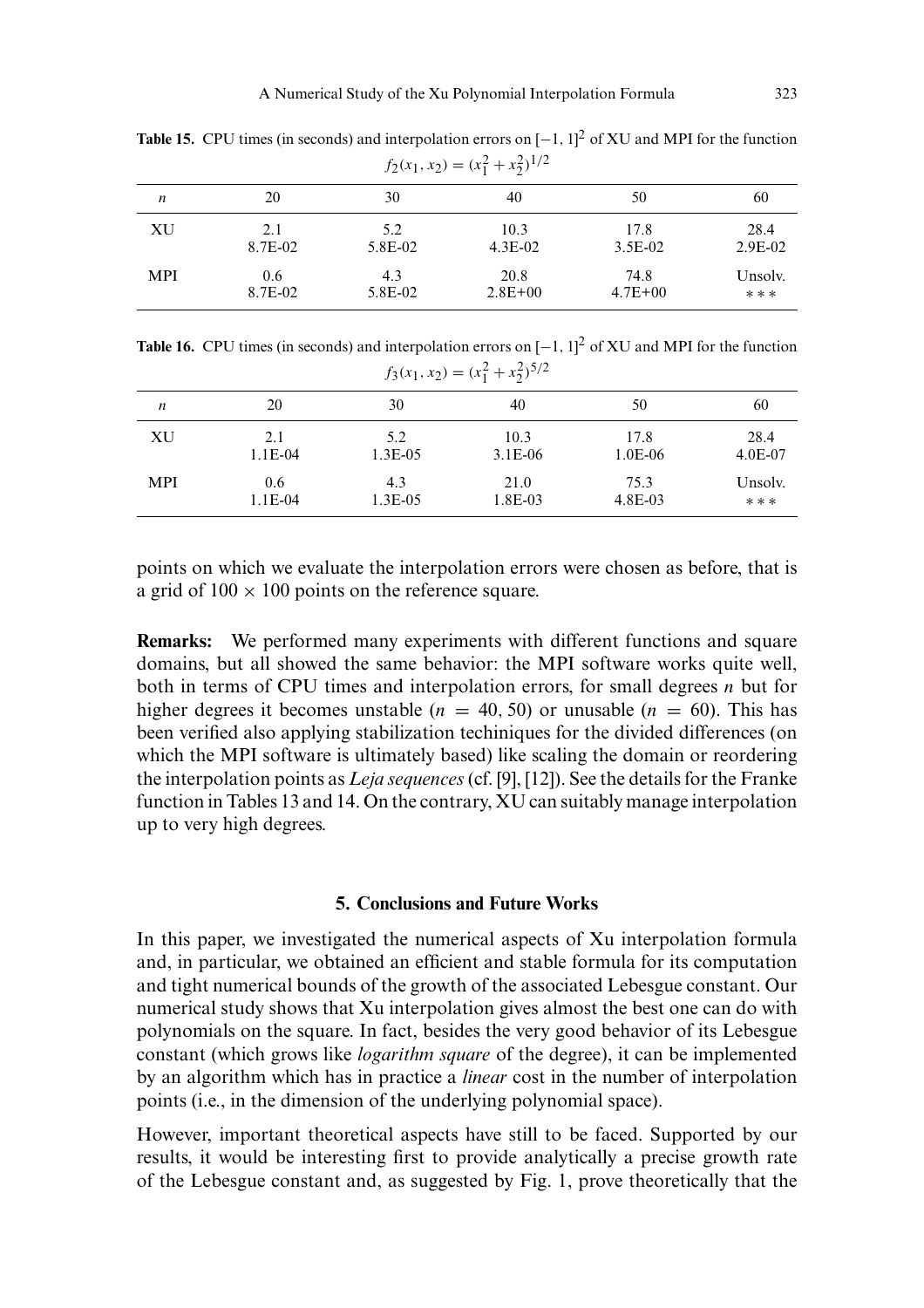**Table 15.** CPU times (in seconds) and interpolation errors on $[-1, 1]^2$ of XU and MPI for the function $f_2(x_1, x_2) = (x_1^2 + x_2^2)^{1/2}$

| $n$ | 20 | 30 | 40 | 50 | 60 |
|---|---|---|---|---|---|
| XU | 2.1 | 5.2 | 10.3 | 17.8 | 28.4 |
| | 8.7E-02 | 5.8E-02 | 4.3E-02 | 3.5E-02 | 2.9E-02 |
| MPI | 0.6 | 4.3 | 20.8 | 74.8 | Unsolv. |
| | 8.7E-02 | 5.8E-02 | 2.8E+00 | 4.7E+00 | * * * |

**Table 16.** CPU times (in seconds) and interpolation errors on $[-1, 1]^2$ of XU and MPI for the function $f_3(x_1, x_2) = (x_1^2 + x_2^2)^{5/2}$

| $n$ | 20 | 30 | 40 | 50 | 60 |
|---|---|---|---|---|---|
| XU | 2.1 | 5.2 | 10.3 | 17.8 | 28.4 |
| | 1.1E-04 | 1.3E-05 | 3.1E-06 | 1.0E-06 | 4.0E-07 |
| MPI | 0.6 | 4.3 | 21.0 | 75.3 | Unsolv. |
| | 1.1E-04 | 1.3E-05 | 1.8E-03 | 4.8E-03 | * * * |

points on which we evaluate the interpolation errors were chosen as before, that is a grid of $100 \times 100$ points on the reference square.

**Remarks:** We performed many experiments with different functions and square domains, but all showed the same behavior: the MPI software works quite well, both in terms of CPU times and interpolation errors, for small degrees $n$ but for higher degrees it becomes unstable ($n = 40, 50$) or unusable ($n = 60$). This has been verified also applying stabilization techiniques for the divided differences (on which the MPI software is ultimately based) like scaling the domain or reordering the interpolation points as *Leja sequences* (cf. [9], [12]). See the details for the Franke function in Tables 13 and 14. On the contrary, XU can suitably manage interpolation up to very high degrees.

## 5. Conclusions and Future Works

In this paper, we investigated the numerical aspects of Xu interpolation formula and, in particular, we obtained an efficient and stable formula for its computation and tight numerical bounds of the growth of the associated Lebesgue constant. Our numerical study shows that Xu interpolation gives almost the best one can do with polynomials on the square. In fact, besides the very good behavior of its Lebesgue constant (which grows like *logarithm square* of the degree), it can be implemented by an algorithm which has in practice a *linear* cost in the number of interpolation points (i.e., in the dimension of the underlying polynomial space).

However, important theoretical aspects have still to be faced. Supported by our results, it would be interesting first to provide analytically a precise growth rate of the Lebesgue constant and, as suggested by Fig. 1, prove theoretically that the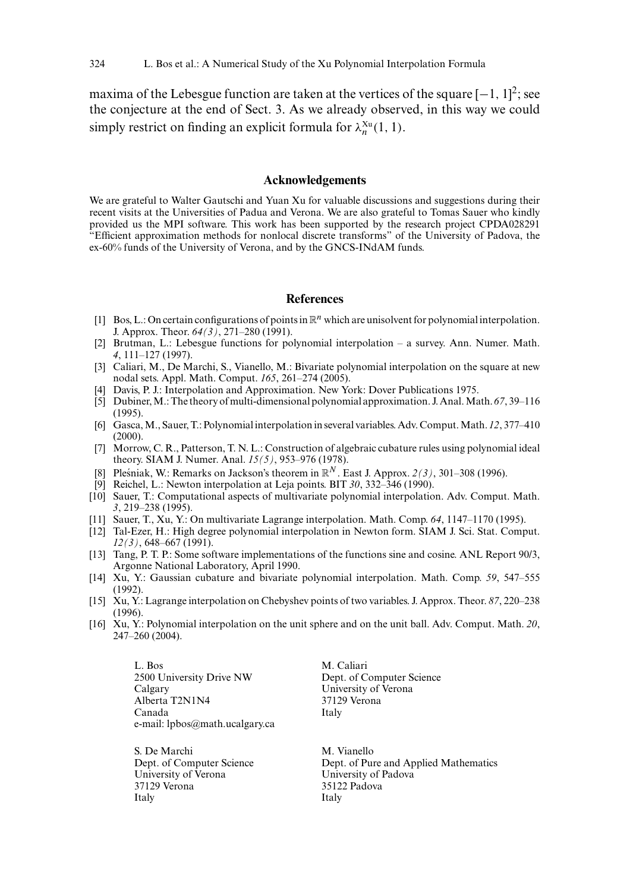maxima of the Lebesgue function are taken at the vertices of the square $[-1, 1]^2$; see the conjecture at the end of Sect. 3. As we already observed, in this way we could simply restrict on finding an explicit formula for $\lambda_n^{\text{Xu}}(1, 1)$.

## Acknowledgements

We are grateful to Walter Gautschi and Yuan Xu for valuable discussions and suggestions during their recent visits at the Universities of Padua and Verona. We are also grateful to Tomas Sauer who kindly provided us the MPI software. This work has been supported by the research project CPDA028291 "Efficient approximation methods for nonlocal discrete transforms" of the University of Padova, the ex-60% funds of the University of Verona, and by the GNCS-INdAM funds.

## References

[1] Bos, L.: On certain configurations of points in $\mathbb{R}^n$ which are unisolvent for polynomial interpolation. J. Approx. Theor. *64(3)*, 271–280 (1991).

[2] Brutman, L.: Lebesgue functions for polynomial interpolation – a survey. Ann. Numer. Math. *4*, 111–127 (1997).

[3] Caliari, M., De Marchi, S., Vianello, M.: Bivariate polynomial interpolation on the square at new nodal sets. Appl. Math. Comput. *165*, 261–274 (2005).

[4] Davis, P. J.: Interpolation and Approximation. New York: Dover Publications 1975.

[5] Dubiner, M.: The theory of multi-dimensional polynomial approximation. J. Anal. Math. *67*, 39–116 (1995).

[6] Gasca, M., Sauer, T.: Polynomial interpolation in several variables. Adv. Comput. Math. *12*, 377–410 (2000).

[7] Morrow, C. R., Patterson, T. N. L.: Construction of algebraic cubature rules using polynomial ideal theory. SIAM J. Numer. Anal. *15(5)*, 953–976 (1978).

[8] Pleśniak, W.: Remarks on Jackson's theorem in $\mathbb{R}^N$. East J. Approx. *2(3)*, 301–308 (1996).

[9] Reichel, L.: Newton interpolation at Leja points. BIT *30*, 332–346 (1990).

[10] Sauer, T.: Computational aspects of multivariate polynomial interpolation. Adv. Comput. Math. *3*, 219–238 (1995).

[11] Sauer, T., Xu, Y.: On multivariate Lagrange interpolation. Math. Comp. *64*, 1147–1170 (1995).

[12] Tal-Ezer, H.: High degree polynomial interpolation in Newton form. SIAM J. Sci. Stat. Comput. *12(3)*, 648–667 (1991).

[13] Tang, P. T. P.: Some software implementations of the functions sine and cosine. ANL Report 90/3, Argonne National Laboratory, April 1990.

[14] Xu, Y.: Gaussian cubature and bivariate polynomial interpolation. Math. Comp. *59*, 547–555 (1992).

[15] Xu, Y.: Lagrange interpolation on Chebyshev points of two variables. J. Approx. Theor. *87*, 220–238 (1996).

[16] Xu, Y.: Polynomial interpolation on the unit sphere and on the unit ball. Adv. Comput. Math. *20*, 247–260 (2004).

L. Bos
2500 University Drive NW
Calgary
Alberta T2N1N4
Canada
e-mail: lpbos@math.ucalgary.ca

M. Caliari
Dept. of Computer Science
University of Verona
37129 Verona
Italy

S. De Marchi
Dept. of Computer Science
University of Verona
37129 Verona
Italy

M. Vianello
Dept. of Pure and Applied Mathematics
University of Padova
35122 Padova
Italy